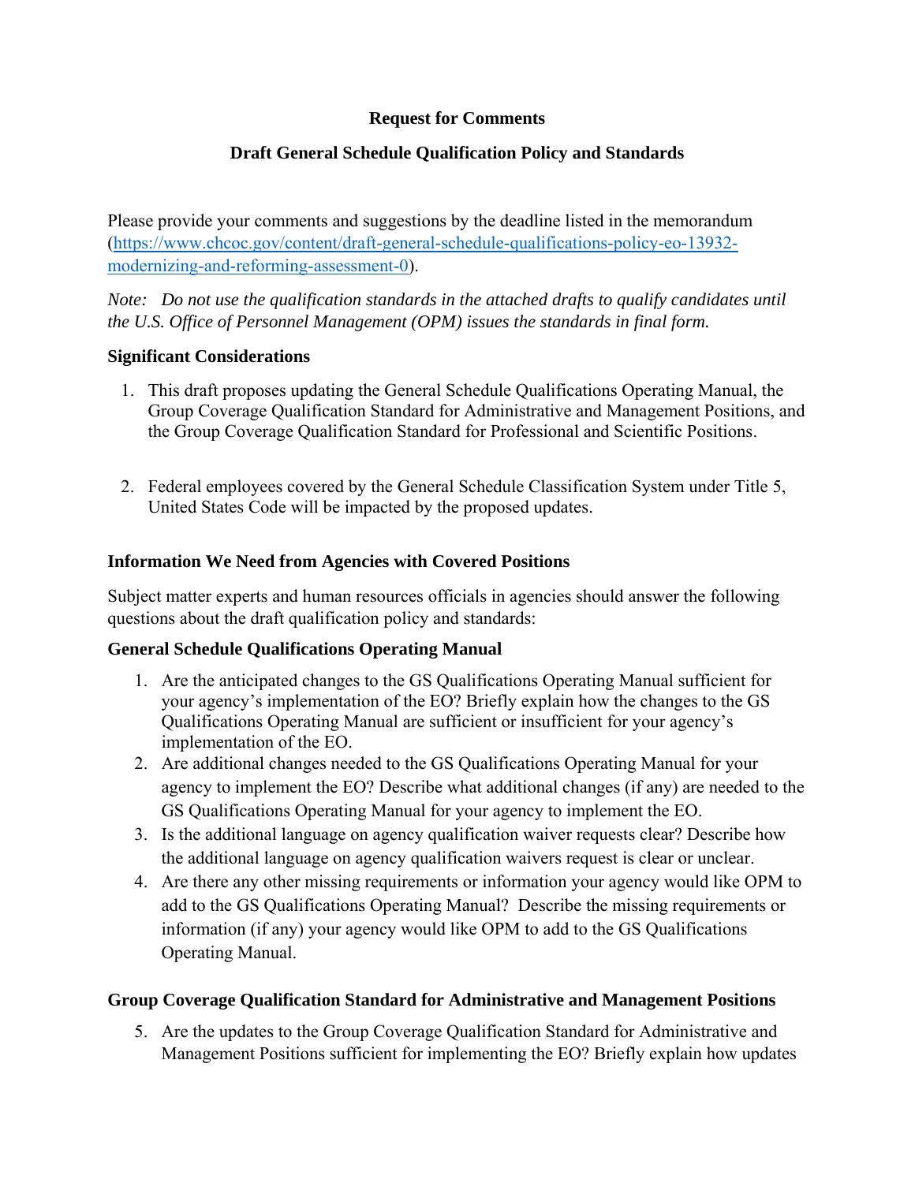**Request for Comments**

**Draft General Schedule Qualification Policy and Standards**

Please provide your comments and suggestions by the deadline listed in the memorandum (https://www.chcoc.gov/content/draft-general-schedule-qualifications-policy-eo-13932-modernizing-and-reforming-assessment-0).

*Note: Do not use the qualification standards in the attached drafts to qualify candidates until the U.S. Office of Personnel Management (OPM) issues the standards in final form.*

### Significant Considerations

1. This draft proposes updating the General Schedule Qualifications Operating Manual, the Group Coverage Qualification Standard for Administrative and Management Positions, and the Group Coverage Qualification Standard for Professional and Scientific Positions.

2. Federal employees covered by the General Schedule Classification System under Title 5, United States Code will be impacted by the proposed updates.

### Information We Need from Agencies with Covered Positions

Subject matter experts and human resources officials in agencies should answer the following questions about the draft qualification policy and standards:

### General Schedule Qualifications Operating Manual

1. Are the anticipated changes to the GS Qualifications Operating Manual sufficient for your agency's implementation of the EO? Briefly explain how the changes to the GS Qualifications Operating Manual are sufficient or insufficient for your agency's implementation of the EO.
2. Are additional changes needed to the GS Qualifications Operating Manual for your agency to implement the EO? Describe what additional changes (if any) are needed to the GS Qualifications Operating Manual for your agency to implement the EO.
3. Is the additional language on agency qualification waiver requests clear? Describe how the additional language on agency qualification waivers request is clear or unclear.
4. Are there any other missing requirements or information your agency would like OPM to add to the GS Qualifications Operating Manual? Describe the missing requirements or information (if any) your agency would like OPM to add to the GS Qualifications Operating Manual.

### Group Coverage Qualification Standard for Administrative and Management Positions

5. Are the updates to the Group Coverage Qualification Standard for Administrative and Management Positions sufficient for implementing the EO? Briefly explain how updates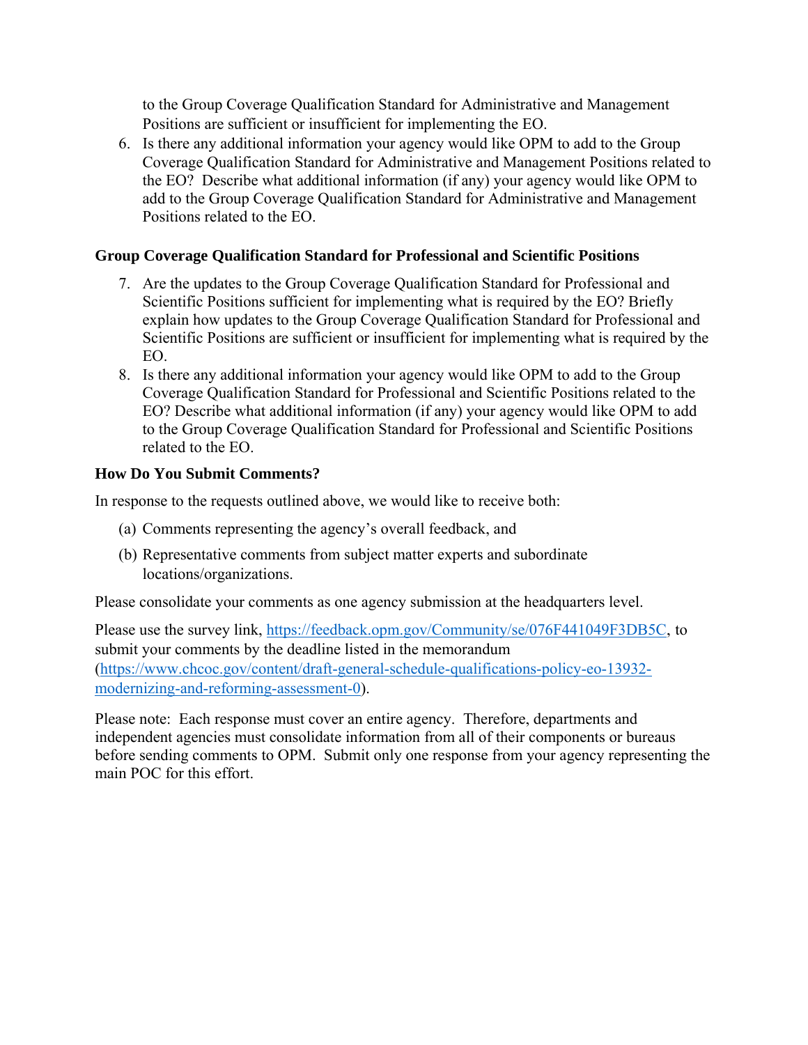to the Group Coverage Qualification Standard for Administrative and Management Positions are sufficient or insufficient for implementing the EO.

6. Is there any additional information your agency would like OPM to add to the Group Coverage Qualification Standard for Administrative and Management Positions related to the EO? Describe what additional information (if any) your agency would like OPM to add to the Group Coverage Qualification Standard for Administrative and Management Positions related to the EO.

**Group Coverage Qualification Standard for Professional and Scientific Positions**

7. Are the updates to the Group Coverage Qualification Standard for Professional and Scientific Positions sufficient for implementing what is required by the EO? Briefly explain how updates to the Group Coverage Qualification Standard for Professional and Scientific Positions are sufficient or insufficient for implementing what is required by the EO.
8. Is there any additional information your agency would like OPM to add to the Group Coverage Qualification Standard for Professional and Scientific Positions related to the EO? Describe what additional information (if any) your agency would like OPM to add to the Group Coverage Qualification Standard for Professional and Scientific Positions related to the EO.

**How Do You Submit Comments?**

In response to the requests outlined above, we would like to receive both:

(a) Comments representing the agency's overall feedback, and

(b) Representative comments from subject matter experts and subordinate locations/organizations.

Please consolidate your comments as one agency submission at the headquarters level.

Please use the survey link, https://feedback.opm.gov/Community/se/076F441049F3DB5C, to submit your comments by the deadline listed in the memorandum (https://www.chcoc.gov/content/draft-general-schedule-qualifications-policy-eo-13932-modernizing-and-reforming-assessment-0).

Please note: Each response must cover an entire agency. Therefore, departments and independent agencies must consolidate information from all of their components or bureaus before sending comments to OPM. Submit only one response from your agency representing the main POC for this effort.